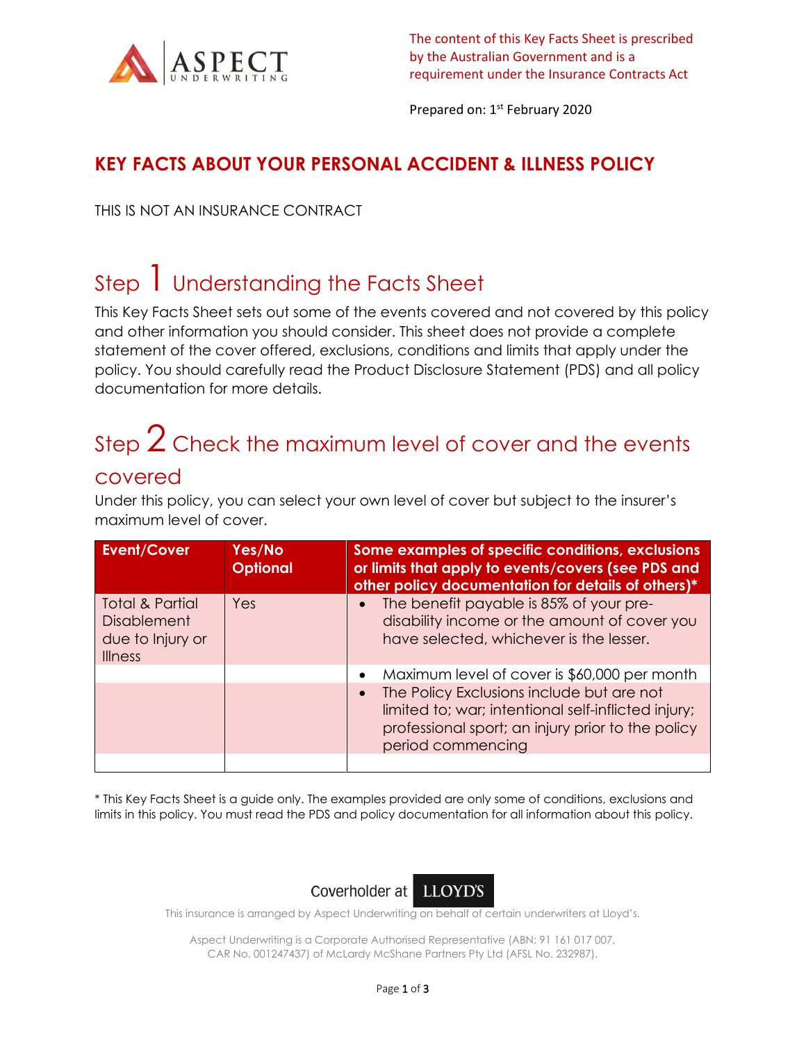The content of this Key Facts Sheet is prescribed by the Australian Government and is a requirement under the Insurance Contracts Act

Prepared on: 1st February 2020

# KEY FACTS ABOUT YOUR PERSONAL ACCIDENT & ILLNESS POLICY

THIS IS NOT AN INSURANCE CONTRACT

## Step 1 Understanding the Facts Sheet

This Key Facts Sheet sets out some of the events covered and not covered by this policy and other information you should consider. This sheet does not provide a complete statement of the cover offered, exclusions, conditions and limits that apply under the policy. You should carefully read the Product Disclosure Statement (PDS) and all policy documentation for more details.

## Step 2 Check the maximum level of cover and the events covered

Under this policy, you can select your own level of cover but subject to the insurer's maximum level of cover.

| Event/Cover | Yes/No Optional | Some examples of specific conditions, exclusions or limits that apply to events/covers (see PDS and other policy documentation for details of others)* |
|---|---|---|
| Total & Partial Disablement due to Injury or Illness | Yes | • The benefit payable is 85% of your pre-disability income or the amount of cover you have selected, whichever is the lesser. |
| | | • Maximum level of cover is $60,000 per month |
| | | • The Policy Exclusions include but are not limited to; war; intentional self-inflicted injury; professional sport; an injury prior to the policy period commencing |
| | | |

* This Key Facts Sheet is a guide only. The examples provided are only some of conditions, exclusions and limits in this policy. You must read the PDS and policy documentation for all information about this policy.

Coverholder at LLOYD'S

This insurance is arranged by Aspect Underwriting on behalf of certain underwriters at Lloyd's.

Aspect Underwriting is a Corporate Authorised Representative (ABN: 91 161 017 007, CAR No. 001247437) of McLardy McShane Partners Pty Ltd (AFSL No. 232987).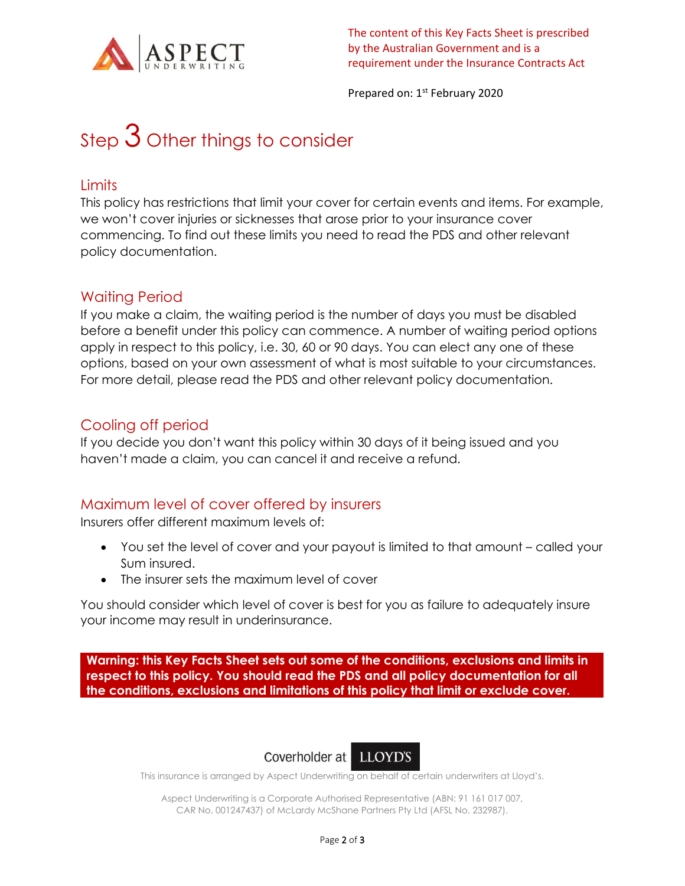The content of this Key Facts Sheet is prescribed by the Australian Government and is a requirement under the Insurance Contracts Act

Prepared on: 1st February 2020

# Step 3 Other things to consider

## Limits

This policy has restrictions that limit your cover for certain events and items. For example, we won't cover injuries or sicknesses that arose prior to your insurance cover commencing. To find out these limits you need to read the PDS and other relevant policy documentation.

## Waiting Period

If you make a claim, the waiting period is the number of days you must be disabled before a benefit under this policy can commence. A number of waiting period options apply in respect to this policy, i.e. 30, 60 or 90 days. You can elect any one of these options, based on your own assessment of what is most suitable to your circumstances. For more detail, please read the PDS and other relevant policy documentation.

## Cooling off period

If you decide you don't want this policy within 30 days of it being issued and you haven't made a claim, you can cancel it and receive a refund.

## Maximum level of cover offered by insurers

Insurers offer different maximum levels of:

- You set the level of cover and your payout is limited to that amount – called your Sum insured.
- The insurer sets the maximum level of cover

You should consider which level of cover is best for you as failure to adequately insure your income may result in underinsurance.

**Warning: this Key Facts Sheet sets out some of the conditions, exclusions and limits in respect to this policy. You should read the PDS and all policy documentation for all the conditions, exclusions and limitations of this policy that limit or exclude cover.**

Coverholder at LLOYD'S

This insurance is arranged by Aspect Underwriting on behalf of certain underwriters at Lloyd's.

Aspect Underwriting is a Corporate Authorised Representative (ABN: 91 161 017 007, CAR No. 001247437) of McLardy McShane Partners Pty Ltd (AFSL No. 232987).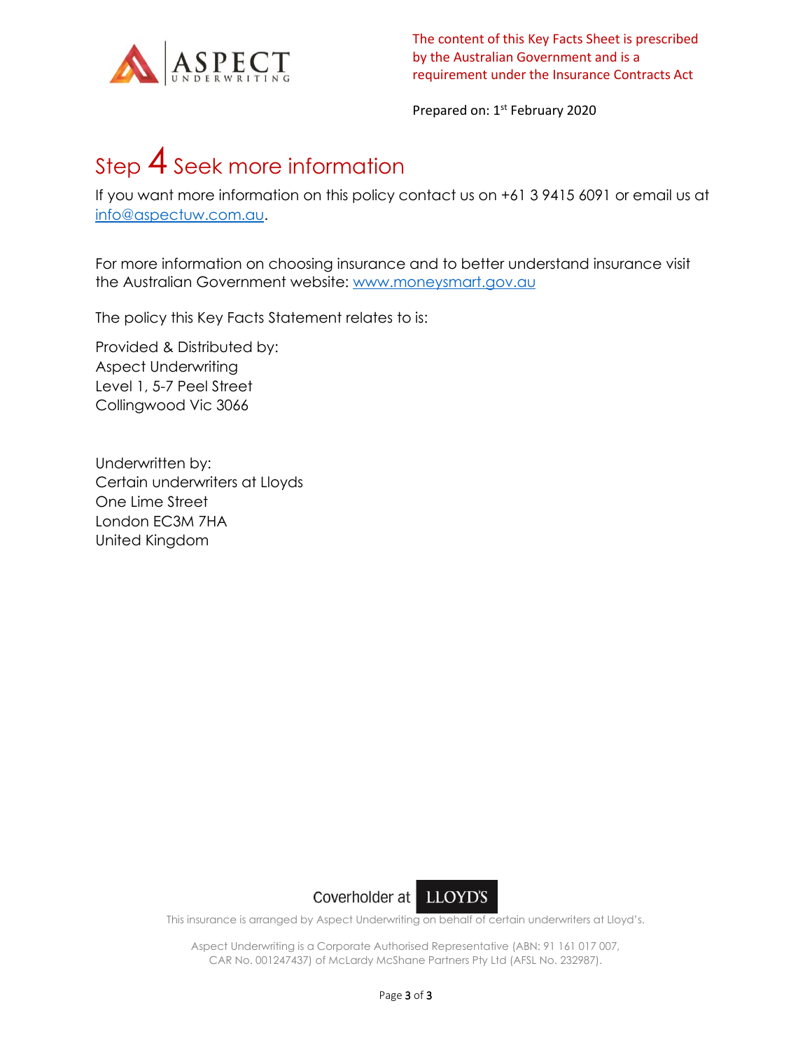The content of this Key Facts Sheet is prescribed by the Australian Government and is a requirement under the Insurance Contracts Act

Prepared on: 1st February 2020

## Step 4 Seek more information

If you want more information on this policy contact us on +61 3 9415 6091 or email us at info@aspectuw.com.au.

For more information on choosing insurance and to better understand insurance visit the Australian Government website: www.moneysmart.gov.au

The policy this Key Facts Statement relates to is:

Provided & Distributed by:
Aspect Underwriting
Level 1, 5-7 Peel Street
Collingwood Vic 3066

Underwritten by:
Certain underwriters at Lloyds
One Lime Street
London EC3M 7HA
United Kingdom

Coverholder at LLOYD'S

This insurance is arranged by Aspect Underwriting on behalf of certain underwriters at Lloyd's.

Aspect Underwriting is a Corporate Authorised Representative (ABN: 91 161 017 007, CAR No. 001247437) of McLardy McShane Partners Pty Ltd (AFSL No. 232987).